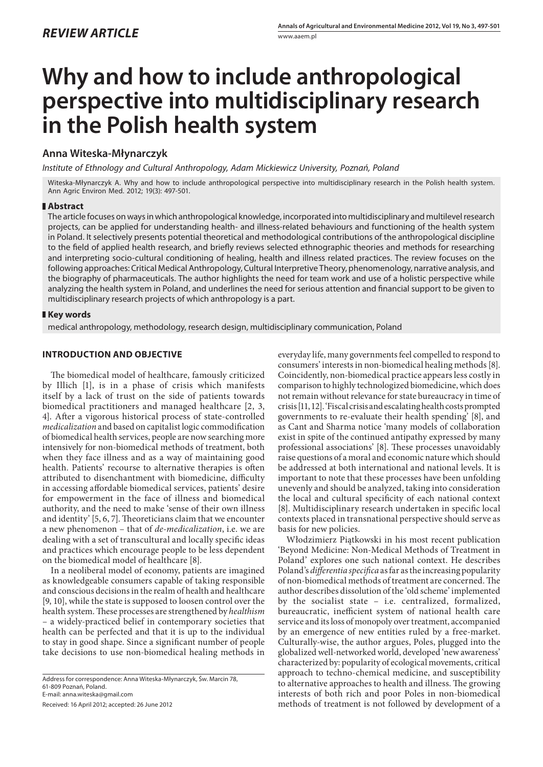*REVIEW ARTICLE*

# Why and how to include anthropological perspective into multidisciplinary research in the Polish health system

## Anna Witeska-Młynarczyk

*Institute of Ethnology and Cultural Anthropology, Adam Mickiewicz University, Poznań, Poland*

Witeska-Młynarczyk A. Why and how to include anthropological perspective into multidisciplinary research in the Polish health system. Ann Agric Environ Med. 2012; 19(3): 497-501.

### Abstract

The article focuses on ways in which anthropological knowledge, incorporated into multidisciplinary and multilevel research projects, can be applied for understanding health- and illness-related behaviours and functioning of the health system in Poland. It selectively presents potential theoretical and methodological contributions of the anthropological discipline to the field of applied health research, and briefly reviews selected ethnographic theories and methods for researching and interpreting socio-cultural conditioning of healing, health and illness related practices. The review focuses on the following approaches: Critical Medical Anthropology, Cultural Interpretive Theory, phenomenology, narrative analysis, and the biography of pharmaceuticals. The author highlights the need for team work and use of a holistic perspective while analyzing the health system in Poland, and underlines the need for serious attention and financial support to be given to multidisciplinary research projects of which anthropology is a part.

### Key words

medical anthropology, methodology, research design, multidisciplinary communication, Poland

## INTRODUCTION AND OBJECTIVE

The biomedical model of healthcare, famously criticized by Illich [1], is in a phase of crisis which manifests itself by a lack of trust on the side of patients towards biomedical practitioners and managed healthcare [2, 3, 4]. After a vigorous historical process of state-controlled *medicalization* and based on capitalist logic commodification of biomedical health services, people are now searching more intensively for non-biomedical methods of treatment, both when they face illness and as a way of maintaining good health. Patients' recourse to alternative therapies is often attributed to disenchantment with biomedicine, difficulty in accessing affordable biomedical services, patients' desire for empowerment in the face of illness and biomedical authority, and the need to make 'sense of their own illness and identity' [5, 6, 7]. Theoreticians claim that we encounter a new phenomenon – that of *de-medicalization*, i.e. we are dealing with a set of transcultural and locally specific ideas and practices which encourage people to be less dependent on the biomedical model of healthcare [8].

In a neoliberal model of economy, patients are imagined as knowledgeable consumers capable of taking responsible and conscious decisions in the realm of health and healthcare [9, 10], while the state is supposed to loosen control over the health system. These processes are strengthened by *healthism* – a widely-practiced belief in contemporary societies that health can be perfected and that it is up to the individual to stay in good shape. Since a significant number of people take decisions to use non-biomedical healing methods in everyday life, many governments feel compelled to respond to consumers' interests in non-biomedical healing methods [8]. Coincidently, non-biomedical practice appears less costly in comparison to highly technologized biomedicine, which does not remain without relevance for state bureaucracy in time of crisis [11, 12]. 'Fiscal crisis and escalating health costs prompted governments to re-evaluate their health spending' [8], and as Cant and Sharma notice 'many models of collaboration exist in spite of the continued antipathy expressed by many professional associations' [8]. These processes unavoidably raise questions of a moral and economic nature which should be addressed at both international and national levels. It is important to note that these processes have been unfolding unevenly and should be analyzed, taking into consideration the local and cultural specificity of each national context [8]. Multidisciplinary research undertaken in specific local contexts placed in transnational perspective should serve as basis for new policies.

Włodzimierz Piątkowski in his most recent publication 'Beyond Medicine: Non-Medical Methods of Treatment in Poland' explores one such national context. He describes Poland's *differentia specifica* as far as the increasing popularity of non-biomedical methods of treatment are concerned. The author describes dissolution of the 'old scheme' implemented by the socialist state – i.e. centralized, formalized, bureaucratic, inefficient system of national health care service and its loss of monopoly over treatment, accompanied by an emergence of new entities ruled by a free-market. Culturally-wise, the author argues, Poles, plugged into the globalized well-networked world, developed 'new awareness' characterized by: popularity of ecological movements, critical approach to techno-chemical medicine, and susceptibility to alternative approaches to health and illness. The growing interests of both rich and poor Poles in non-biomedical methods of treatment is not followed by development of a

Address for correspondence: Anna Witeska-Młynarczyk, Św. Marcin 78, 61-809 Poznań, Poland.
E-mail: anna.witeska@gmail.com

Received: 16 April 2012; accepted: 26 June 2012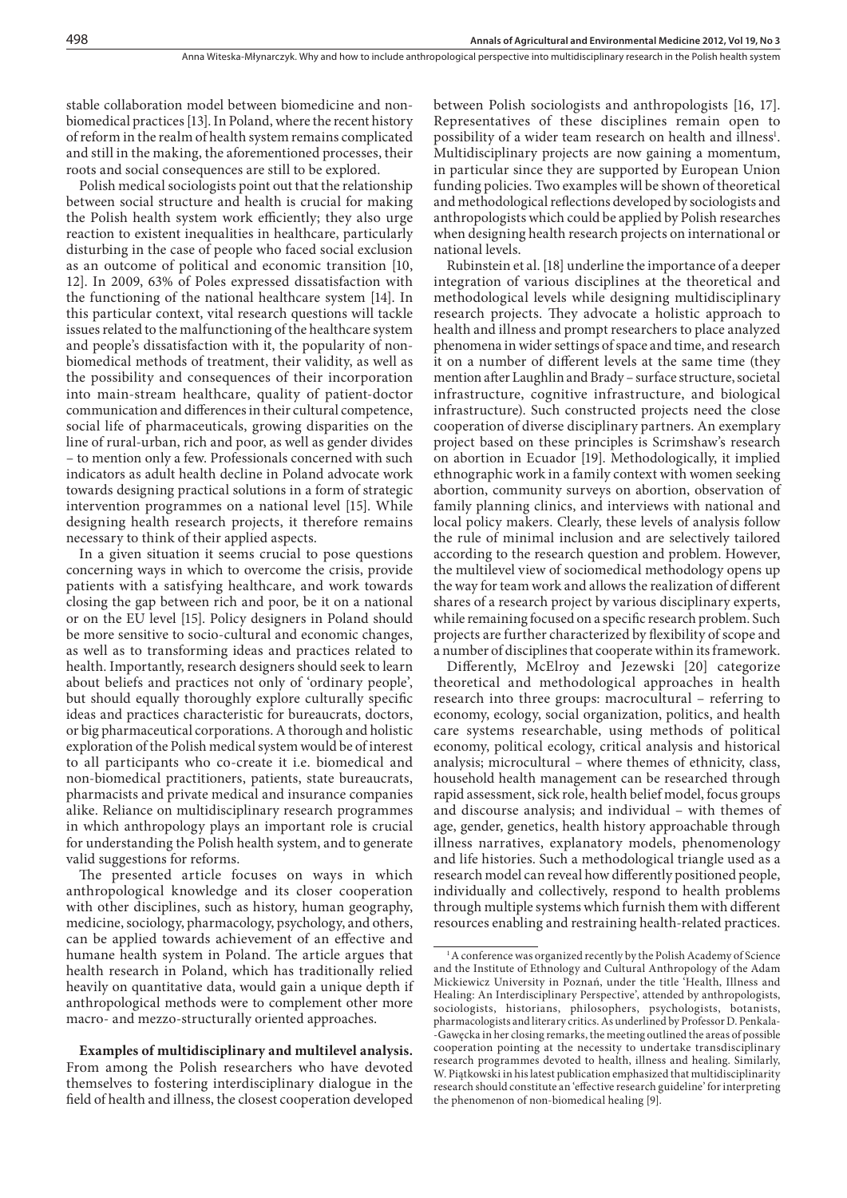stable collaboration model between biomedicine and non-biomedical practices [13]. In Poland, where the recent history of reform in the realm of health system remains complicated and still in the making, the aforementioned processes, their roots and social consequences are still to be explored.

Polish medical sociologists point out that the relationship between social structure and health is crucial for making the Polish health system work efficiently; they also urge reaction to existent inequalities in healthcare, particularly disturbing in the case of people who faced social exclusion as an outcome of political and economic transition [10, 12]. In 2009, 63% of Poles expressed dissatisfaction with the functioning of the national healthcare system [14]. In this particular context, vital research questions will tackle issues related to the malfunctioning of the healthcare system and people's dissatisfaction with it, the popularity of non-biomedical methods of treatment, their validity, as well as the possibility and consequences of their incorporation into main-stream healthcare, quality of patient-doctor communication and differences in their cultural competence, social life of pharmaceuticals, growing disparities on the line of rural-urban, rich and poor, as well as gender divides – to mention only a few. Professionals concerned with such indicators as adult health decline in Poland advocate work towards designing practical solutions in a form of strategic intervention programmes on a national level [15]. While designing health research projects, it therefore remains necessary to think of their applied aspects.

In a given situation it seems crucial to pose questions concerning ways in which to overcome the crisis, provide patients with a satisfying healthcare, and work towards closing the gap between rich and poor, be it on a national or on the EU level [15]. Policy designers in Poland should be more sensitive to socio-cultural and economic changes, as well as to transforming ideas and practices related to health. Importantly, research designers should seek to learn about beliefs and practices not only of 'ordinary people', but should equally thoroughly explore culturally specific ideas and practices characteristic for bureaucrats, doctors, or big pharmaceutical corporations. A thorough and holistic exploration of the Polish medical system would be of interest to all participants who co-create it i.e. biomedical and non-biomedical practitioners, patients, state bureaucrats, pharmacists and private medical and insurance companies alike. Reliance on multidisciplinary research programmes in which anthropology plays an important role is crucial for understanding the Polish health system, and to generate valid suggestions for reforms.

The presented article focuses on ways in which anthropological knowledge and its closer cooperation with other disciplines, such as history, human geography, medicine, sociology, pharmacology, psychology, and others, can be applied towards achievement of an effective and humane health system in Poland. The article argues that health research in Poland, which has traditionally relied heavily on quantitative data, would gain a unique depth if anthropological methods were to complement other more macro- and mezzo-structurally oriented approaches.

**Examples of multidisciplinary and multilevel analysis.** From among the Polish researchers who have devoted themselves to fostering interdisciplinary dialogue in the field of health and illness, the closest cooperation developed between Polish sociologists and anthropologists [16, 17]. Representatives of these disciplines remain open to possibility of a wider team research on health and illness[1]. Multidisciplinary projects are now gaining a momentum, in particular since they are supported by European Union funding policies. Two examples will be shown of theoretical and methodological reflections developed by sociologists and anthropologists which could be applied by Polish researches when designing health research projects on international or national levels.

Rubinstein et al. [18] underline the importance of a deeper integration of various disciplines at the theoretical and methodological levels while designing multidisciplinary research projects. They advocate a holistic approach to health and illness and prompt researchers to place analyzed phenomena in wider settings of space and time, and research it on a number of different levels at the same time (they mention after Laughlin and Brady – surface structure, societal infrastructure, cognitive infrastructure, and biological infrastructure). Such constructed projects need the close cooperation of diverse disciplinary partners. An exemplary project based on these principles is Scrimshaw's research on abortion in Ecuador [19]. Methodologically, it implied ethnographic work in a family context with women seeking abortion, community surveys on abortion, observation of family planning clinics, and interviews with national and local policy makers. Clearly, these levels of analysis follow the rule of minimal inclusion and are selectively tailored according to the research question and problem. However, the multilevel view of sociomedical methodology opens up the way for team work and allows the realization of different shares of a research project by various disciplinary experts, while remaining focused on a specific research problem. Such projects are further characterized by flexibility of scope and a number of disciplines that cooperate within its framework.

Differently, McElroy and Jezewski [20] categorize theoretical and methodological approaches in health research into three groups: macrocultural – referring to economy, ecology, social organization, politics, and health care systems researchable, using methods of political economy, political ecology, critical analysis and historical analysis; microcultural – where themes of ethnicity, class, household health management can be researched through rapid assessment, sick role, health belief model, focus groups and discourse analysis; and individual – with themes of age, gender, genetics, health history approachable through illness narratives, explanatory models, phenomenology and life histories. Such a methodological triangle used as a research model can reveal how differently positioned people, individually and collectively, respond to health problems through multiple systems which furnish them with different resources enabling and restraining health-related practices.

[1] A conference was organized recently by the Polish Academy of Science and the Institute of Ethnology and Cultural Anthropology of the Adam Mickiewicz University in Poznań, under the title 'Health, Illness and Healing: An Interdisciplinary Perspective', attended by anthropologists, sociologists, historians, philosophers, psychologists, botanists, pharmacologists and literary critics. As underlined by Professor D. Penkala-Gawęcka in her closing remarks, the meeting outlined the areas of possible cooperation pointing at the necessity to undertake transdisciplinary research programmes devoted to health, illness and healing. Similarly, W. Piątkowski in his latest publication emphasized that multidisciplinarity research should constitute an 'effective research guideline' for interpreting the phenomenon of non-biomedical healing [9].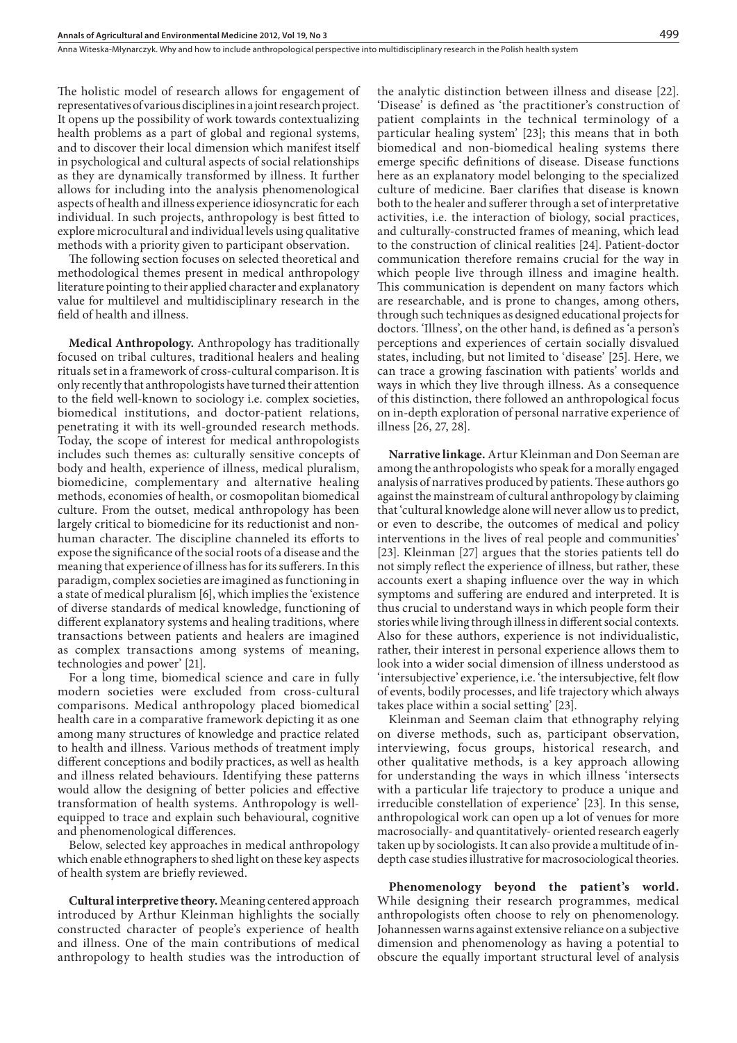The holistic model of research allows for engagement of representatives of various disciplines in a joint research project. It opens up the possibility of work towards contextualizing health problems as a part of global and regional systems, and to discover their local dimension which manifest itself in psychological and cultural aspects of social relationships as they are dynamically transformed by illness. It further allows for including into the analysis phenomenological aspects of health and illness experience idiosyncratic for each individual. In such projects, anthropology is best fitted to explore microcultural and individual levels using qualitative methods with a priority given to participant observation.

The following section focuses on selected theoretical and methodological themes present in medical anthropology literature pointing to their applied character and explanatory value for multilevel and multidisciplinary research in the field of health and illness.

**Medical Anthropology.** Anthropology has traditionally focused on tribal cultures, traditional healers and healing rituals set in a framework of cross-cultural comparison. It is only recently that anthropologists have turned their attention to the field well-known to sociology i.e. complex societies, biomedical institutions, and doctor-patient relations, penetrating it with its well-grounded research methods. Today, the scope of interest for medical anthropologists includes such themes as: culturally sensitive concepts of body and health, experience of illness, medical pluralism, biomedicine, complementary and alternative healing methods, economies of health, or cosmopolitan biomedical culture. From the outset, medical anthropology has been largely critical to biomedicine for its reductionist and non-human character. The discipline channeled its efforts to expose the significance of the social roots of a disease and the meaning that experience of illness has for its sufferers. In this paradigm, complex societies are imagined as functioning in a state of medical pluralism [6], which implies the 'existence of diverse standards of medical knowledge, functioning of different explanatory systems and healing traditions, where transactions between patients and healers are imagined as complex transactions among systems of meaning, technologies and power' [21].

For a long time, biomedical science and care in fully modern societies were excluded from cross-cultural comparisons. Medical anthropology placed biomedical health care in a comparative framework depicting it as one among many structures of knowledge and practice related to health and illness. Various methods of treatment imply different conceptions and bodily practices, as well as health and illness related behaviours. Identifying these patterns would allow the designing of better policies and effective transformation of health systems. Anthropology is well-equipped to trace and explain such behavioural, cognitive and phenomenological differences.

Below, selected key approaches in medical anthropology which enable ethnographers to shed light on these key aspects of health system are briefly reviewed.

**Cultural interpretive theory.** Meaning centered approach introduced by Arthur Kleinman highlights the socially constructed character of people's experience of health and illness. One of the main contributions of medical anthropology to health studies was the introduction of the analytic distinction between illness and disease [22]. 'Disease' is defined as 'the practitioner's construction of patient complaints in the technical terminology of a particular healing system' [23]; this means that in both biomedical and non-biomedical healing systems there emerge specific definitions of disease. Disease functions here as an explanatory model belonging to the specialized culture of medicine. Baer clarifies that disease is known both to the healer and sufferer through a set of interpretative activities, i.e. the interaction of biology, social practices, and culturally-constructed frames of meaning, which lead to the construction of clinical realities [24]. Patient-doctor communication therefore remains crucial for the way in which people live through illness and imagine health. This communication is dependent on many factors which are researchable, and is prone to changes, among others, through such techniques as designed educational projects for doctors. 'Illness', on the other hand, is defined as 'a person's perceptions and experiences of certain socially disvalued states, including, but not limited to 'disease' [25]. Here, we can trace a growing fascination with patients' worlds and ways in which they live through illness. As a consequence of this distinction, there followed an anthropological focus on in-depth exploration of personal narrative experience of illness [26, 27, 28].

**Narrative linkage.** Artur Kleinman and Don Seeman are among the anthropologists who speak for a morally engaged analysis of narratives produced by patients. These authors go against the mainstream of cultural anthropology by claiming that 'cultural knowledge alone will never allow us to predict, or even to describe, the outcomes of medical and policy interventions in the lives of real people and communities' [23]. Kleinman [27] argues that the stories patients tell do not simply reflect the experience of illness, but rather, these accounts exert a shaping influence over the way in which symptoms and suffering are endured and interpreted. It is thus crucial to understand ways in which people form their stories while living through illness in different social contexts. Also for these authors, experience is not individualistic, rather, their interest in personal experience allows them to look into a wider social dimension of illness understood as 'intersubjective' experience, i.e. 'the intersubjective, felt flow of events, bodily processes, and life trajectory which always takes place within a social setting' [23].

Kleinman and Seeman claim that ethnography relying on diverse methods, such as, participant observation, interviewing, focus groups, historical research, and other qualitative methods, is a key approach allowing for understanding the ways in which illness 'intersects with a particular life trajectory to produce a unique and irreducible constellation of experience' [23]. In this sense, anthropological work can open up a lot of venues for more macrosocially- and quantitatively- oriented research eagerly taken up by sociologists. It can also provide a multitude of in-depth case studies illustrative for macrosociological theories.

**Phenomenology beyond the patient's world.** While designing their research programmes, medical anthropologists often choose to rely on phenomenology. Johannessen warns against extensive reliance on a subjective dimension and phenomenology as having a potential to obscure the equally important structural level of analysis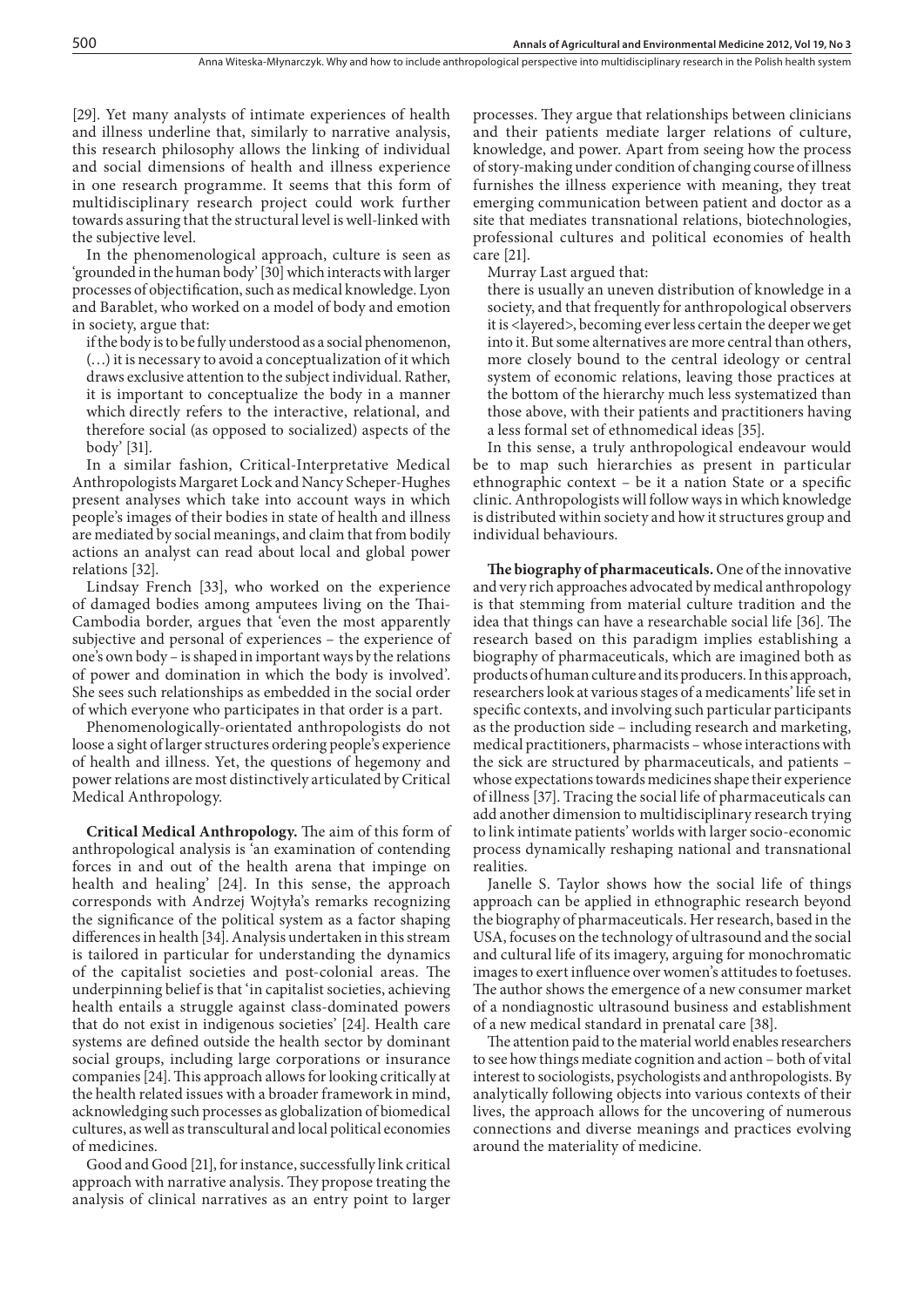[29]. Yet many analysts of intimate experiences of health and illness underline that, similarly to narrative analysis, this research philosophy allows the linking of individual and social dimensions of health and illness experience in one research programme. It seems that this form of multidisciplinary research project could work further towards assuring that the structural level is well-linked with the subjective level.

In the phenomenological approach, culture is seen as 'grounded in the human body' [30] which interacts with larger processes of objectification, such as medical knowledge. Lyon and Barablet, who worked on a model of body and emotion in society, argue that:

> if the body is to be fully understood as a social phenomenon, (…) it is necessary to avoid a conceptualization of it which draws exclusive attention to the subject individual. Rather, it is important to conceptualize the body in a manner which directly refers to the interactive, relational, and therefore social (as opposed to socialized) aspects of the body' [31].

In a similar fashion, Critical-Interpretative Medical Anthropologists Margaret Lock and Nancy Scheper-Hughes present analyses which take into account ways in which people's images of their bodies in state of health and illness are mediated by social meanings, and claim that from bodily actions an analyst can read about local and global power relations [32].

Lindsay French [33], who worked on the experience of damaged bodies among amputees living on the Thai-Cambodia border, argues that 'even the most apparently subjective and personal of experiences – the experience of one's own body – is shaped in important ways by the relations of power and domination in which the body is involved'. She sees such relationships as embedded in the social order of which everyone who participates in that order is a part.

Phenomenologically-orientated anthropologists do not loose a sight of larger structures ordering people's experience of health and illness. Yet, the questions of hegemony and power relations are most distinctively articulated by Critical Medical Anthropology.

**Critical Medical Anthropology.** The aim of this form of anthropological analysis is 'an examination of contending forces in and out of the health arena that impinge on health and healing' [24]. In this sense, the approach corresponds with Andrzej Wojtyła's remarks recognizing the significance of the political system as a factor shaping differences in health [34]. Analysis undertaken in this stream is tailored in particular for understanding the dynamics of the capitalist societies and post-colonial areas. The underpinning belief is that 'in capitalist societies, achieving health entails a struggle against class-dominated powers that do not exist in indigenous societies' [24]. Health care systems are defined outside the health sector by dominant social groups, including large corporations or insurance companies [24]. This approach allows for looking critically at the health related issues with a broader framework in mind, acknowledging such processes as globalization of biomedical cultures, as well as transcultural and local political economies of medicines.

Good and Good [21], for instance, successfully link critical approach with narrative analysis. They propose treating the analysis of clinical narratives as an entry point to larger processes. They argue that relationships between clinicians and their patients mediate larger relations of culture, knowledge, and power. Apart from seeing how the process of story-making under condition of changing course of illness furnishes the illness experience with meaning, they treat emerging communication between patient and doctor as a site that mediates transnational relations, biotechnologies, professional cultures and political economies of health care [21].

Murray Last argued that:

> there is usually an uneven distribution of knowledge in a society, and that frequently for anthropological observers it is <layered>, becoming ever less certain the deeper we get into it. But some alternatives are more central than others, more closely bound to the central ideology or central system of economic relations, leaving those practices at the bottom of the hierarchy much less systematized than those above, with their patients and practitioners having a less formal set of ethnomedical ideas [35].

In this sense, a truly anthropological endeavour would be to map such hierarchies as present in particular ethnographic context – be it a nation State or a specific clinic. Anthropologists will follow ways in which knowledge is distributed within society and how it structures group and individual behaviours.

**The biography of pharmaceuticals.** One of the innovative and very rich approaches advocated by medical anthropology is that stemming from material culture tradition and the idea that things can have a researchable social life [36]. The research based on this paradigm implies establishing a biography of pharmaceuticals, which are imagined both as products of human culture and its producers. In this approach, researchers look at various stages of a medicaments' life set in specific contexts, and involving such particular participants as the production side – including research and marketing, medical practitioners, pharmacists – whose interactions with the sick are structured by pharmaceuticals, and patients – whose expectations towards medicines shape their experience of illness [37]. Tracing the social life of pharmaceuticals can add another dimension to multidisciplinary research trying to link intimate patients' worlds with larger socio-economic process dynamically reshaping national and transnational realities.

Janelle S. Taylor shows how the social life of things approach can be applied in ethnographic research beyond the biography of pharmaceuticals. Her research, based in the USA, focuses on the technology of ultrasound and the social and cultural life of its imagery, arguing for monochromatic images to exert influence over women's attitudes to foetuses. The author shows the emergence of a new consumer market of a nondiagnostic ultrasound business and establishment of a new medical standard in prenatal care [38].

The attention paid to the material world enables researchers to see how things mediate cognition and action – both of vital interest to sociologists, psychologists and anthropologists. By analytically following objects into various contexts of their lives, the approach allows for the uncovering of numerous connections and diverse meanings and practices evolving around the materiality of medicine.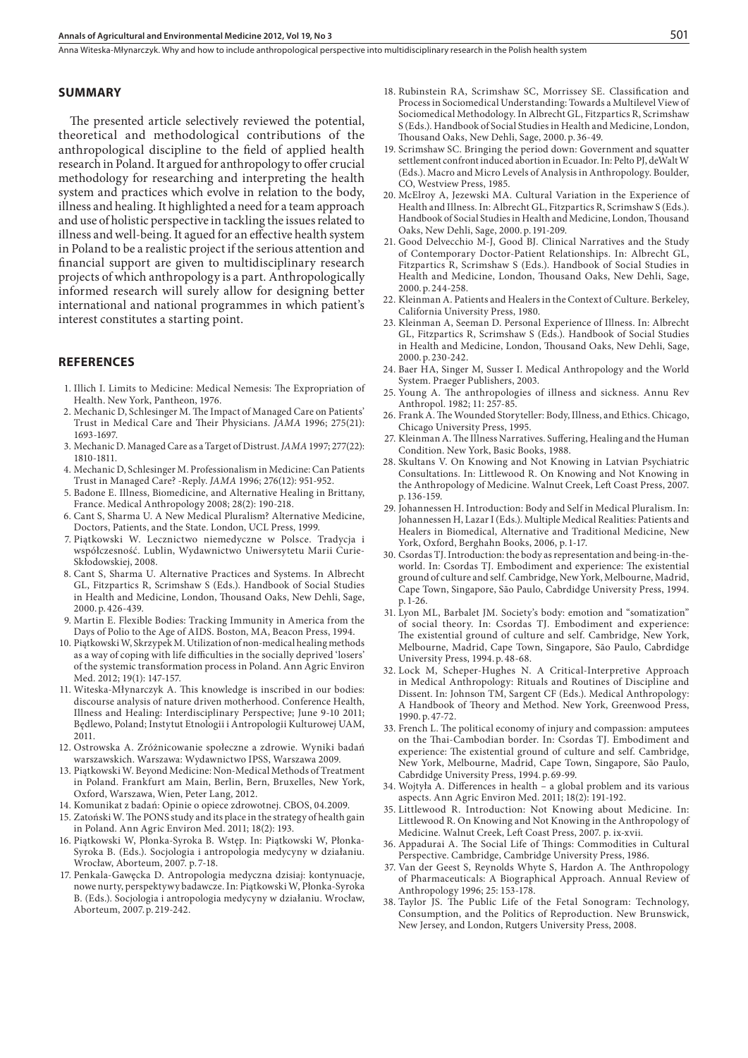## SUMMARY

The presented article selectively reviewed the potential, theoretical and methodological contributions of the anthropological discipline to the field of applied health research in Poland. It argued for anthropology to offer crucial methodology for researching and interpreting the health system and practices which evolve in relation to the body, illness and healing. It highlighted a need for a team approach and use of holistic perspective in tackling the issues related to illness and well-being. It agued for an effective health system in Poland to be a realistic project if the serious attention and financial support are given to multidisciplinary research projects of which anthropology is a part. Anthropologically informed research will surely allow for designing better international and national programmes in which patient's interest constitutes a starting point.

## REFERENCES

1. Illich I. Limits to Medicine: Medical Nemesis: The Expropriation of Health. New York, Pantheon, 1976.
2. Mechanic D, Schlesinger M. The Impact of Managed Care on Patients' Trust in Medical Care and Their Physicians. *JAMA* 1996; 275(21): 1693-1697.
3. Mechanic D. Managed Care as a Target of Distrust. *JAMA* 1997; 277(22): 1810-1811.
4. Mechanic D, Schlesinger M. Professionalism in Medicine: Can Patients Trust in Managed Care? -Reply. *JAMA* 1996; 276(12): 951-952.
5. Badone E. Illness, Biomedicine, and Alternative Healing in Brittany, France. Medical Anthropology 2008; 28(2): 190-218.
6. Cant S, Sharma U. A New Medical Pluralism? Alternative Medicine, Doctors, Patients, and the State. London, UCL Press, 1999.
7. Piątkowski W. Lecznictwo niemedyczne w Polsce. Tradycja i współczesność. Lublin, Wydawnictwo Uniwersytetu Marii Curie-Skłodowskiej, 2008.
8. Cant S, Sharma U. Alternative Practices and Systems. In Albrecht GL, Fitzpartics R, Scrimshaw S (Eds.). Handbook of Social Studies in Health and Medicine, London, Thousand Oaks, New Dehli, Sage, 2000. p. 426-439.
9. Martin E. Flexible Bodies: Tracking Immunity in America from the Days of Polio to the Age of AIDS. Boston, MA, Beacon Press, 1994.
10. Piątkowski W, Skrzypek M. Utilization of non-medical healing methods as a way of coping with life difficulties in the socially deprived 'losers' of the systemic transformation process in Poland. Ann Agric Environ Med. 2012; 19(1): 147-157.
11. Witeska-Młynarczyk A. This knowledge is inscribed in our bodies: discourse analysis of nature driven motherhood. Conference Health, Illness and Healing: Interdisciplinary Perspective; June 9-10 2011; Będlewo, Poland; Instytut Etnologii i Antropologii Kulturowej UAM, 2011.
12. Ostrowska A. Zróżnicowanie społeczne a zdrowie. Wyniki badań warszawskich. Warszawa: Wydawnictwo IPSS, Warszawa 2009.
13. Piątkowski W. Beyond Medicine: Non-Medical Methods of Treatment in Poland. Frankfurt am Main, Berlin, Bern, Bruxelles, New York, Oxford, Warszawa, Wien, Peter Lang, 2012.
14. Komunikat z badań: Opinie o opiece zdrowotnej. CBOS, 04.2009.
15. Zatoński W. The PONS study and its place in the strategy of health gain in Poland. Ann Agric Environ Med. 2011; 18(2): 193.
16. Piątkowski W, Płonka-Syroka B. Wstęp. In: Piątkowski W, Płonka-Syroka B. (Eds.). Socjologia i antropologia medycyny w działaniu. Wrocław, Aborteum, 2007. p. 7-18.
17. Penkala-Gawęcka D. Antropologia medyczna dzisiaj: kontynuacje, nowe nurty, perspektywy badawcze. In: Piątkowski W, Płonka-Syroka B. (Eds.). Socjologia i antropologia medycyny w działaniu. Wrocław, Aborteum, 2007. p. 219-242.
18. Rubinstein RA, Scrimshaw SC, Morrissey SE. Classification and Process in Sociomedical Understanding: Towards a Multilevel View of Sociomedical Methodology. In Albrecht GL, Fitzpartics R, Scrimshaw S (Eds.). Handbook of Social Studies in Health and Medicine, London, Thousand Oaks, New Dehli, Sage, 2000. p. 36-49.
19. Scrimshaw SC. Bringing the period down: Government and squatter settlement confront induced abortion in Ecuador. In: Pelto PJ, deWalt W (Eds.). Macro and Micro Levels of Analysis in Anthropology. Boulder, CO, Westview Press, 1985.
20. McElroy A, Jezewski MA. Cultural Variation in the Experience of Health and Illness. In: Albrecht GL, Fitzpartics R, Scrimshaw S (Eds.). Handbook of Social Studies in Health and Medicine, London, Thousand Oaks, New Dehli, Sage, 2000. p. 191-209.
21. Good Delvecchio M-J, Good BJ. Clinical Narratives and the Study of Contemporary Doctor-Patient Relationships. In: Albrecht GL, Fitzpartics R, Scrimshaw S (Eds.). Handbook of Social Studies in Health and Medicine, London, Thousand Oaks, New Dehli, Sage, 2000. p. 244-258.
22. Kleinman A. Patients and Healers in the Context of Culture. Berkeley, California University Press, 1980.
23. Kleinman A, Seeman D. Personal Experience of Illness. In: Albrecht GL, Fitzpartics R, Scrimshaw S (Eds.). Handbook of Social Studies in Health and Medicine, London, Thousand Oaks, New Dehli, Sage, 2000. p. 230-242.
24. Baer HA, Singer M, Susser I. Medical Anthropology and the World System. Praeger Publishers, 2003.
25. Young A. The anthropologies of illness and sickness. Annu Rev Anthropol. 1982; 11: 257-85.
26. Frank A. The Wounded Storyteller: Body, Illness, and Ethics. Chicago, Chicago University Press, 1995.
27. Kleinman A. The Illness Narratives. Suffering, Healing and the Human Condition. New York, Basic Books, 1988.
28. Skultans V. On Knowing and Not Knowing in Latvian Psychiatric Consultations. In: Littlewood R. On Knowing and Not Knowing in the Anthropology of Medicine. Walnut Creek, Left Coast Press, 2007. p. 136-159.
29. Johannessen H. Introduction: Body and Self in Medical Pluralism. In: Johannessen H, Lazar I (Eds.). Multiple Medical Realities: Patients and Healers in Biomedical, Alternative and Traditional Medicine, New York, Oxford, Berghahn Books, 2006, p. 1-17.
30. Csordas TJ. Introduction: the body as representation and being-in-the-world. In: Csordas TJ. Embodiment and experience: The existential ground of culture and self. Cambridge, New York, Melbourne, Madrid, Cape Town, Singapore, São Paulo, Cabrdidge University Press, 1994. p. 1-26.
31. Lyon ML, Barbalet JM. Society's body: emotion and "somatization" of social theory. In: Csordas TJ. Embodiment and experience: The existential ground of culture and self. Cambridge, New York, Melbourne, Madrid, Cape Town, Singapore, São Paulo, Cabrdidge University Press, 1994. p. 48-68.
32. Lock M, Scheper-Hughes N. A Critical-Interpretive Approach in Medical Anthropology: Rituals and Routines of Discipline and Dissent. In: Johnson TM, Sargent CF (Eds.). Medical Anthropology: A Handbook of Theory and Method. New York, Greenwood Press, 1990. p. 47-72.
33. French L. The political economy of injury and compassion: amputees on the Thai-Cambodian border. In: Csordas TJ. Embodiment and experience: The existential ground of culture and self. Cambridge, New York, Melbourne, Madrid, Cape Town, Singapore, São Paulo, Cabrdidge University Press, 1994. p. 69-99.
34. Wojtyła A. Differences in health – a global problem and its various aspects. Ann Agric Environ Med. 2011; 18(2): 191-192.
35. Littlewood R. Introduction: Not Knowing about Medicine. In: Littlewood R. On Knowing and Not Knowing in the Anthropology of Medicine. Walnut Creek, Left Coast Press, 2007. p. ix-xvii.
36. Appadurai A. The Social Life of Things: Commodities in Cultural Perspective. Cambridge, Cambridge University Press, 1986.
37. Van der Geest S, Reynolds Whyte S, Hardon A. The Anthropology of Pharmaceuticals: A Biographical Approach. Annual Review of Anthropology 1996; 25: 153-178.
38. Taylor JS. The Public Life of the Fetal Sonogram: Technology, Consumption, and the Politics of Reproduction. New Brunswick, New Jersey, and London, Rutgers University Press, 2008.